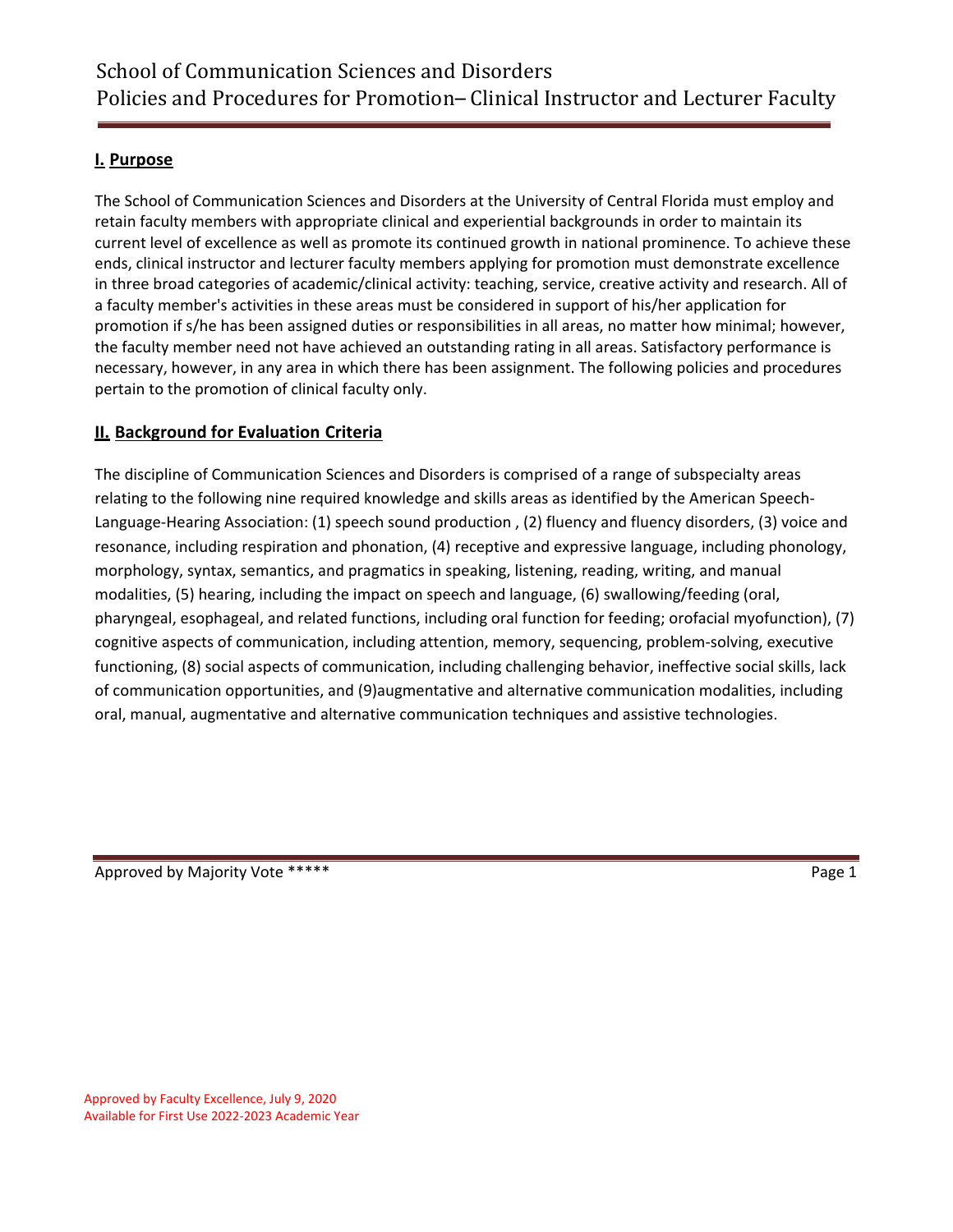# School of Communication Sciences and Disorders
## Policies and Procedures for Promotion– Clinical Instructor and Lecturer Faculty

## I. Purpose

The School of Communication Sciences and Disorders at the University of Central Florida must employ and retain faculty members with appropriate clinical and experiential backgrounds in order to maintain its current level of excellence as well as promote its continued growth in national prominence. To achieve these ends, clinical instructor and lecturer faculty members applying for promotion must demonstrate excellence in three broad categories of academic/clinical activity: teaching, service, creative activity and research. All of a faculty member's activities in these areas must be considered in support of his/her application for promotion if s/he has been assigned duties or responsibilities in all areas, no matter how minimal; however, the faculty member need not have achieved an outstanding rating in all areas. Satisfactory performance is necessary, however, in any area in which there has been assignment. The following policies and procedures pertain to the promotion of clinical faculty only.

## II. Background for Evaluation Criteria

The discipline of Communication Sciences and Disorders is comprised of a range of subspecialty areas relating to the following nine required knowledge and skills areas as identified by the American Speech-Language-Hearing Association: (1) speech sound production , (2) fluency and fluency disorders, (3) voice and resonance, including respiration and phonation, (4) receptive and expressive language, including phonology, morphology, syntax, semantics, and pragmatics in speaking, listening, reading, writing, and manual modalities, (5) hearing, including the impact on speech and language, (6) swallowing/feeding (oral, pharyngeal, esophageal, and related functions, including oral function for feeding; orofacial myofunction), (7) cognitive aspects of communication, including attention, memory, sequencing, problem-solving, executive functioning, (8) social aspects of communication, including challenging behavior, ineffective social skills, lack of communication opportunities, and (9)augmentative and alternative communication modalities, including oral, manual, augmentative and alternative communication techniques and assistive technologies.

Approved by Majority Vote *****

Approved by Faculty Excellence, July 9, 2020
Available for First Use 2022-2023 Academic Year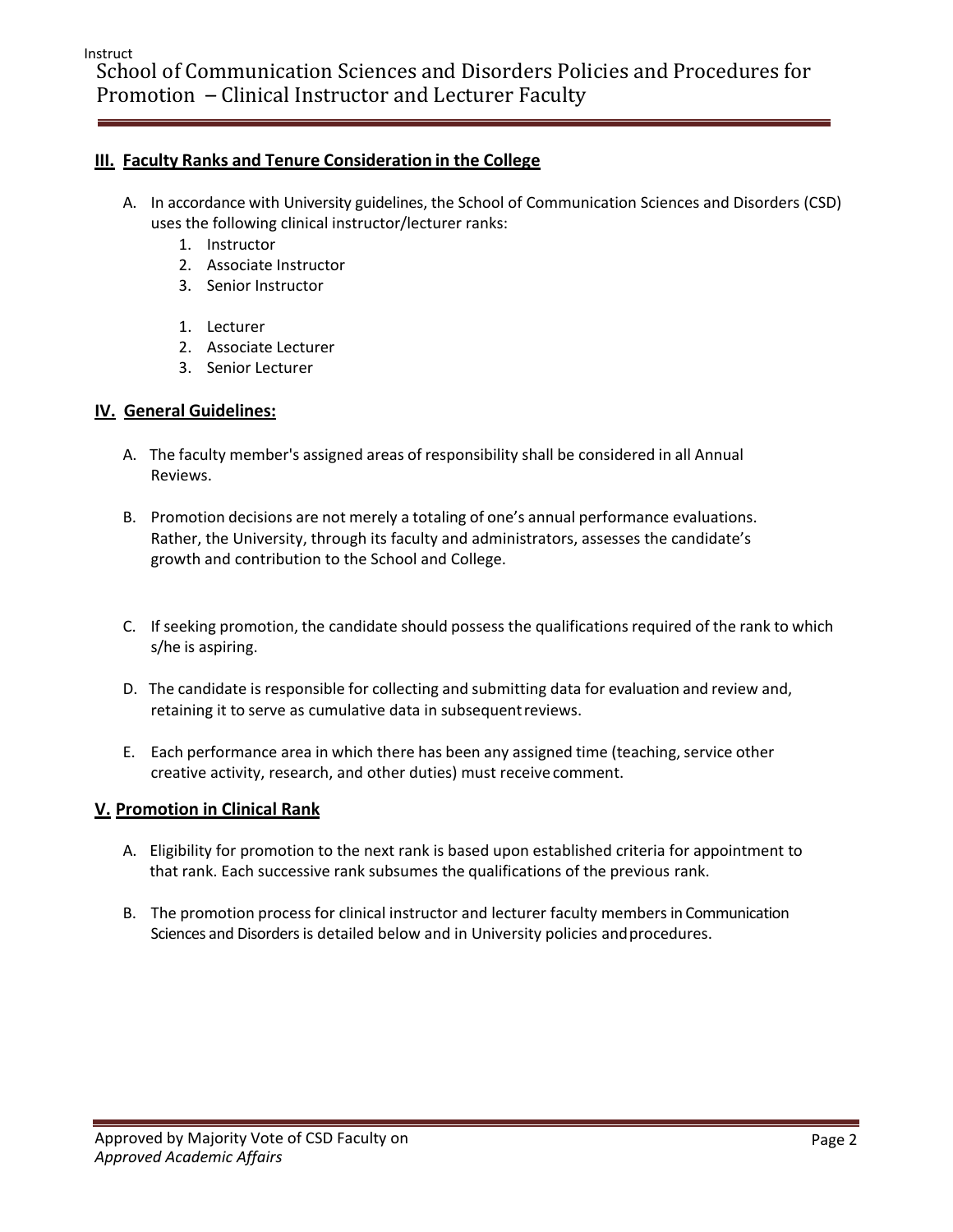## III. Faculty Ranks and Tenure Consideration in the College

A. In accordance with University guidelines, the School of Communication Sciences and Disorders (CSD) uses the following clinical instructor/lecturer ranks:

1. Instructor
2. Associate Instructor
3. Senior Instructor

1. Lecturer
2. Associate Lecturer
3. Senior Lecturer

## IV. General Guidelines:

A. The faculty member's assigned areas of responsibility shall be considered in all Annual Reviews.

B. Promotion decisions are not merely a totaling of one's annual performance evaluations. Rather, the University, through its faculty and administrators, assesses the candidate's growth and contribution to the School and College.

C. If seeking promotion, the candidate should possess the qualifications required of the rank to which s/he is aspiring.

D. The candidate is responsible for collecting and submitting data for evaluation and review and, retaining it to serve as cumulative data in subsequent reviews.

E. Each performance area in which there has been any assigned time (teaching, service other creative activity, research, and other duties) must receive comment.

## V. Promotion in Clinical Rank

A. Eligibility for promotion to the next rank is based upon established criteria for appointment to that rank. Each successive rank subsumes the qualifications of the previous rank.

B. The promotion process for clinical instructor and lecturer faculty members in Communication Sciences and Disorders is detailed below and in University policies and procedures.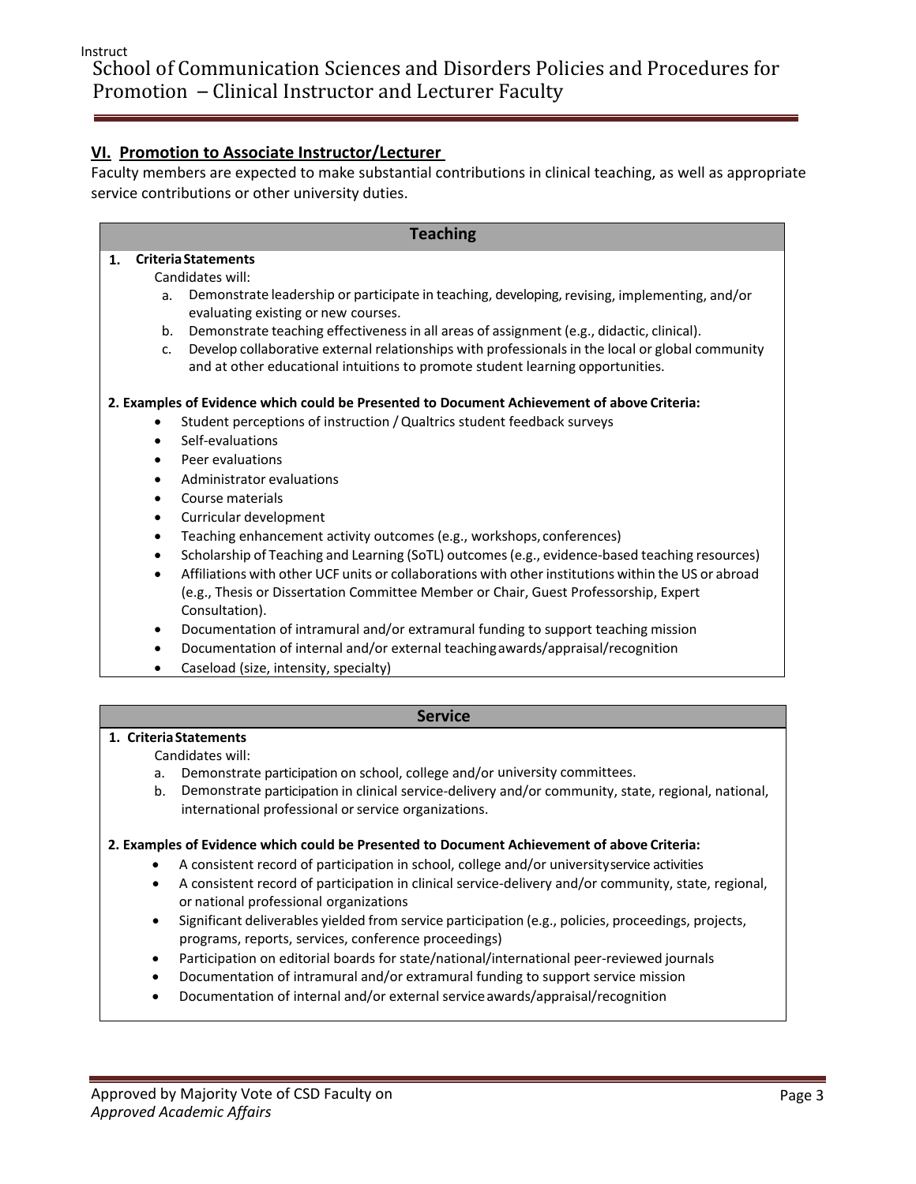## VI. Promotion to Associate Instructor/Lecturer

Faculty members are expected to make substantial contributions in clinical teaching, as well as appropriate service contributions or other university duties.

### Teaching

**1. Criteria Statements**

Candidates will:

a. Demonstrate leadership or participate in teaching, developing, revising, implementing, and/or evaluating existing or new courses.
b. Demonstrate teaching effectiveness in all areas of assignment (e.g., didactic, clinical).
c. Develop collaborative external relationships with professionals in the local or global community and at other educational intuitions to promote student learning opportunities.

**2. Examples of Evidence which could be Presented to Document Achievement of above Criteria:**

- Student perceptions of instruction / Qualtrics student feedback surveys
- Self-evaluations
- Peer evaluations
- Administrator evaluations
- Course materials
- Curricular development
- Teaching enhancement activity outcomes (e.g., workshops, conferences)
- Scholarship of Teaching and Learning (SoTL) outcomes (e.g., evidence-based teaching resources)
- Affiliations with other UCF units or collaborations with other institutions within the US or abroad (e.g., Thesis or Dissertation Committee Member or Chair, Guest Professorship, Expert Consultation).
- Documentation of intramural and/or extramural funding to support teaching mission
- Documentation of internal and/or external teaching awards/appraisal/recognition
- Caseload (size, intensity, specialty)

### Service

**1. Criteria Statements**

Candidates will:

a. Demonstrate participation on school, college and/or university committees.
b. Demonstrate participation in clinical service-delivery and/or community, state, regional, national, international professional or service organizations.

**2. Examples of Evidence which could be Presented to Document Achievement of above Criteria:**

- A consistent record of participation in school, college and/or university service activities
- A consistent record of participation in clinical service-delivery and/or community, state, regional, or national professional organizations
- Significant deliverables yielded from service participation (e.g., policies, proceedings, projects, programs, reports, services, conference proceedings)
- Participation on editorial boards for state/national/international peer-reviewed journals
- Documentation of intramural and/or extramural funding to support service mission
- Documentation of internal and/or external service awards/appraisal/recognition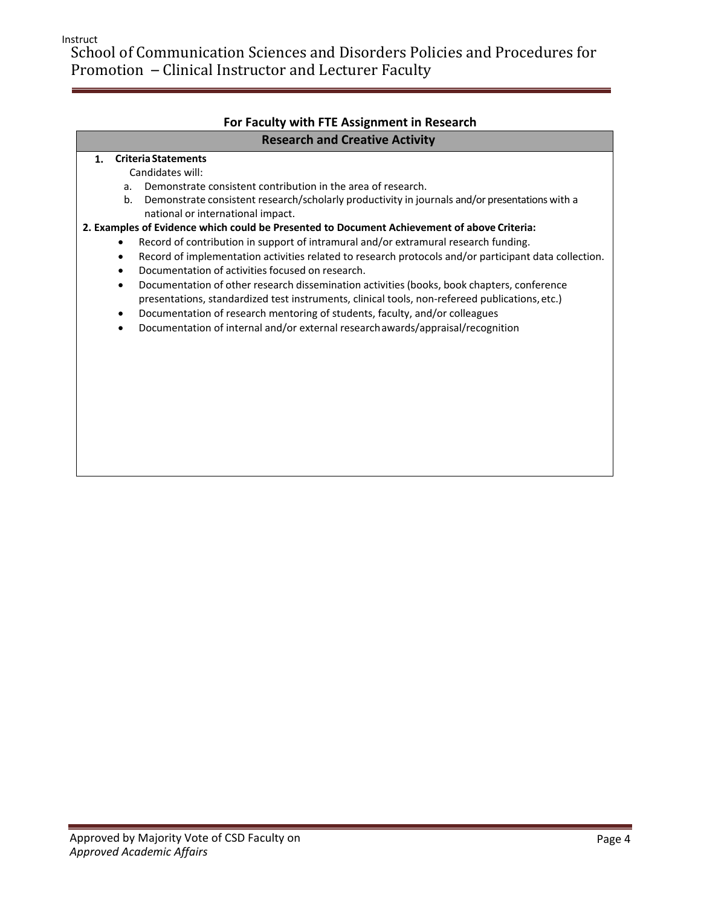## For Faculty with FTE Assignment in Research

### Research and Creative Activity

**1. Criteria Statements**

Candidates will:

a. Demonstrate consistent contribution in the area of research.

b. Demonstrate consistent research/scholarly productivity in journals and/or presentations with a national or international impact.

**2. Examples of Evidence which could be Presented to Document Achievement of above Criteria:**

- Record of contribution in support of intramural and/or extramural research funding.
- Record of implementation activities related to research protocols and/or participant data collection.
- Documentation of activities focused on research.
- Documentation of other research dissemination activities (books, book chapters, conference presentations, standardized test instruments, clinical tools, non-refereed publications, etc.)
- Documentation of research mentoring of students, faculty, and/or colleagues
- Documentation of internal and/or external research awards/appraisal/recognition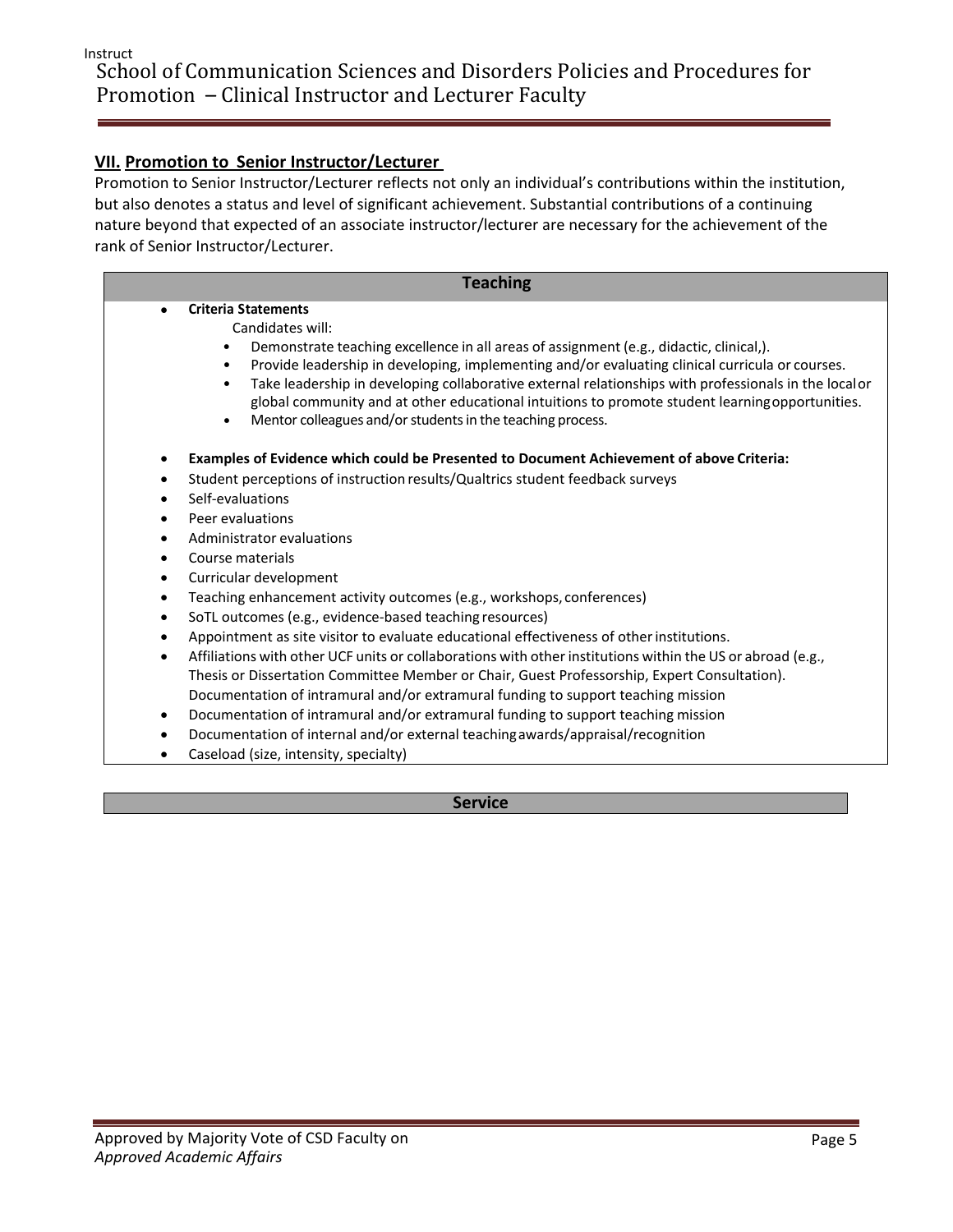## VII. Promotion to Senior Instructor/Lecturer

Promotion to Senior Instructor/Lecturer reflects not only an individual's contributions within the institution, but also denotes a status and level of significant achievement. Substantial contributions of a continuing nature beyond that expected of an associate instructor/lecturer are necessary for the achievement of the rank of Senior Instructor/Lecturer.

### Teaching

- **Criteria Statements**

  Candidates will:
  - Demonstrate teaching excellence in all areas of assignment (e.g., didactic, clinical,).
  - Provide leadership in developing, implementing and/or evaluating clinical curricula or courses.
  - Take leadership in developing collaborative external relationships with professionals in the local or global community and at other educational intuitions to promote student learning opportunities.
  - Mentor colleagues and/or students in the teaching process.

- **Examples of Evidence which could be Presented to Document Achievement of above Criteria:**
- Student perceptions of instruction results/Qualtrics student feedback surveys
- Self-evaluations
- Peer evaluations
- Administrator evaluations
- Course materials
- Curricular development
- Teaching enhancement activity outcomes (e.g., workshops, conferences)
- SoTL outcomes (e.g., evidence-based teaching resources)
- Appointment as site visitor to evaluate educational effectiveness of other institutions.
- Affiliations with other UCF units or collaborations with other institutions within the US or abroad (e.g., Thesis or Dissertation Committee Member or Chair, Guest Professorship, Expert Consultation). Documentation of intramural and/or extramural funding to support teaching mission
- Documentation of intramural and/or extramural funding to support teaching mission
- Documentation of internal and/or external teaching awards/appraisal/recognition
- Caseload (size, intensity, specialty)

### Service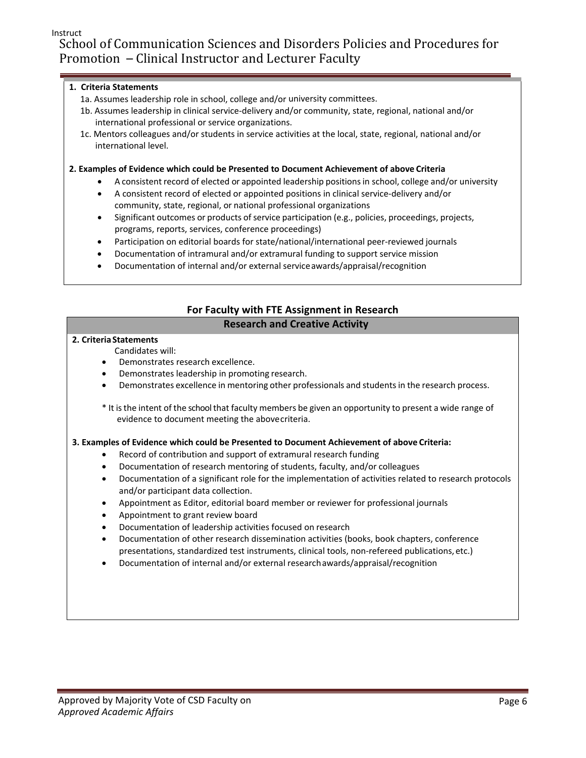**1. Criteria Statements**

1a. Assumes leadership role in school, college and/or university committees.

1b. Assumes leadership in clinical service-delivery and/or community, state, regional, national and/or international professional or service organizations.

1c. Mentors colleagues and/or students in service activities at the local, state, regional, national and/or international level.

**2. Examples of Evidence which could be Presented to Document Achievement of above Criteria**

- A consistent record of elected or appointed leadership positions in school, college and/or university
- A consistent record of elected or appointed positions in clinical service-delivery and/or community, state, regional, or national professional organizations
- Significant outcomes or products of service participation (e.g., policies, proceedings, projects, programs, reports, services, conference proceedings)
- Participation on editorial boards for state/national/international peer-reviewed journals
- Documentation of intramural and/or extramural funding to support service mission
- Documentation of internal and/or external service awards/appraisal/recognition

## For Faculty with FTE Assignment in Research

### Research and Creative Activity

**2. Criteria Statements**

Candidates will:

- Demonstrates research excellence.
- Demonstrates leadership in promoting research.
- Demonstrates excellence in mentoring other professionals and students in the research process.

\* It is the intent of the school that faculty members be given an opportunity to present a wide range of evidence to document meeting the above criteria.

**3. Examples of Evidence which could be Presented to Document Achievement of above Criteria:**

- Record of contribution and support of extramural research funding
- Documentation of research mentoring of students, faculty, and/or colleagues
- Documentation of a significant role for the implementation of activities related to research protocols and/or participant data collection.
- Appointment as Editor, editorial board member or reviewer for professional journals
- Appointment to grant review board
- Documentation of leadership activities focused on research
- Documentation of other research dissemination activities (books, book chapters, conference presentations, standardized test instruments, clinical tools, non-refereed publications, etc.)
- Documentation of internal and/or external research awards/appraisal/recognition